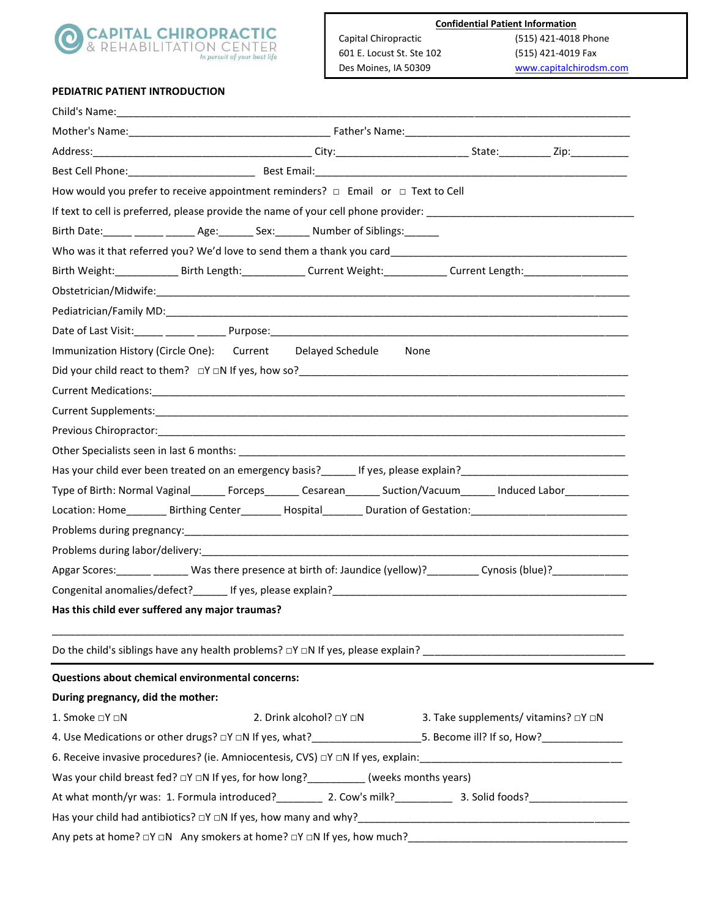CAPITAL CHIROPRACTIC & REHABILITATION CENTER
*In pursuit of your best life*

**Confidential Patient Information**

Capital Chiropractic
601 E. Locust St. Ste 102
Des Moines, IA 50309

(515) 421-4018 Phone
(515) 421-4019 Fax
www.capitalchirodsm.com

**PEDIATRIC PATIENT INTRODUCTION**

Child's Name:_______________________________________________

Mother's Name:_______________________ Father's Name:_______________________

Address:_______________________ City:_______________ State:_________ Zip:__________

Best Cell Phone:_______________ Best Email:_______________________________

How would you prefer to receive appointment reminders? □ Email or □ Text to Cell

If text to cell is preferred, please provide the name of your cell phone provider: ___________________

Birth Date:_____ _____ _____ Age:______ Sex:______ Number of Siblings:______

Who was it that referred you? We'd love to send them a thank you card_______________________

Birth Weight:___________ Birth Length:___________ Current Weight:___________ Current Length:__________

Obstetrician/Midwife:_______________________________________________

Pediatrician/Family MD:_______________________________________________

Date of Last Visit:_____ _____ _____ Purpose:_______________________________

Immunization History (Circle One): Current Delayed Schedule None

Did your child react to them? □Y □N If yes, how so?_______________________________

Current Medications:_______________________________________________

Current Supplements:_______________________________________________

Previous Chiropractor:_______________________________________________

Other Specialists seen in last 6 months: _______________________________________

Has your child ever been treated on an emergency basis?______ If yes, please explain?___________________

Type of Birth: Normal Vaginal______ Forceps______ Cesarean______ Suction/Vacuum______ Induced Labor___________

Location: Home_______ Birthing Center_______ Hospital_______ Duration of Gestation:___________________

Problems during pregnancy:_______________________________________________

Problems during labor/delivery:_______________________________________________

Apgar Scores:______ ______ Was there presence at birth of: Jaundice (yellow)?_________ Cynosis (blue)?_____________

Congenital anomalies/defect?______ If yes, please explain?_______________________________

**Has this child ever suffered any major traumas?**

_______________________________________________________________________

Do the child's siblings have any health problems? □Y □N If yes, please explain? ___________________

**Questions about chemical environmental concerns:**

**During pregnancy, did the mother:**

1. Smoke □Y □N
2. Drink alcohol? □Y □N
3. Take supplements/ vitamins? □Y □N
4. Use Medications or other drugs? □Y □N If yes, what?___________________
5. Become ill? If so, How?______________
6. Receive invasive procedures? (ie. Amniocentesis, CVS) □Y □N If yes, explain:___________________

Was your child breast fed? □Y □N If yes, for how long?__________ (weeks months years)

At what month/yr was: 1. Formula introduced?________ 2. Cow's milk?__________ 3. Solid foods?_________________

Has your child had antibiotics? □Y □N If yes, how many and why?_______________________________

Any pets at home? □Y □N Any smokers at home? □Y □N If yes, how much?_______________________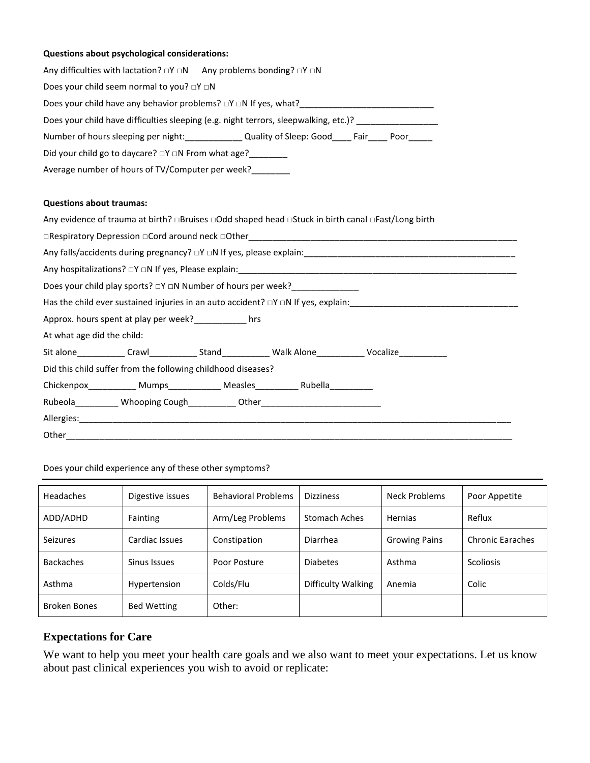**Questions about psychological considerations:**

Any difficulties with lactation? □Y □N   Any problems bonding? □Y □N

Does your child seem normal to you? □Y □N

Does your child have any behavior problems? □Y □N If yes, what?____________________________

Does your child have difficulties sleeping (e.g. night terrors, sleepwalking, etc.)? _________________

Number of hours sleeping per night:____________ Quality of Sleep: Good____ Fair____ Poor_____

Did your child go to daycare? □Y □N From what age?________

Average number of hours of TV/Computer per week?________

**Questions about traumas:**

Any evidence of trauma at birth? □Bruises □Odd shaped head □Stuck in birth canal □Fast/Long birth

□Respiratory Depression □Cord around neck □Other___________________________________________________________

Any falls/accidents during pregnancy? □Y □N If yes, please explain:______________________________________________

Any hospitalizations? □Y □N If yes, Please explain:___________________________________________________________

Does your child play sports? □Y □N Number of hours per week?______________

Has the child ever sustained injuries in an auto accident? □Y □N If yes, explain:___________________________________

Approx. hours spent at play per week?___________ hrs

At what age did the child:

Sit alone__________ Crawl__________ Stand__________ Walk Alone__________ Vocalize__________

Did this child suffer from the following childhood diseases?

Chickenpox__________ Mumps___________ Measles_________ Rubella_________

Rubeola_________ Whooping Cough__________ Other_________________________

Allergies:_________________________________________________________________________________________

Other____________________________________________________________________________________________

Does your child experience any of these other symptoms?

| | | | | | |
|---|---|---|---|---|---|
| Headaches | Digestive issues | Behavioral Problems | Dizziness | Neck Problems | Poor Appetite |
| ADD/ADHD | Fainting | Arm/Leg Problems | Stomach Aches | Hernias | Reflux |
| Seizures | Cardiac Issues | Constipation | Diarrhea | Growing Pains | Chronic Earaches |
| Backaches | Sinus Issues | Poor Posture | Diabetes | Asthma | Scoliosis |
| Asthma | Hypertension | Colds/Flu | Difficulty Walking | Anemia | Colic |
| Broken Bones | Bed Wetting | Other: | | | |

## Expectations for Care

We want to help you meet your health care goals and we also want to meet your expectations. Let us know about past clinical experiences you wish to avoid or replicate: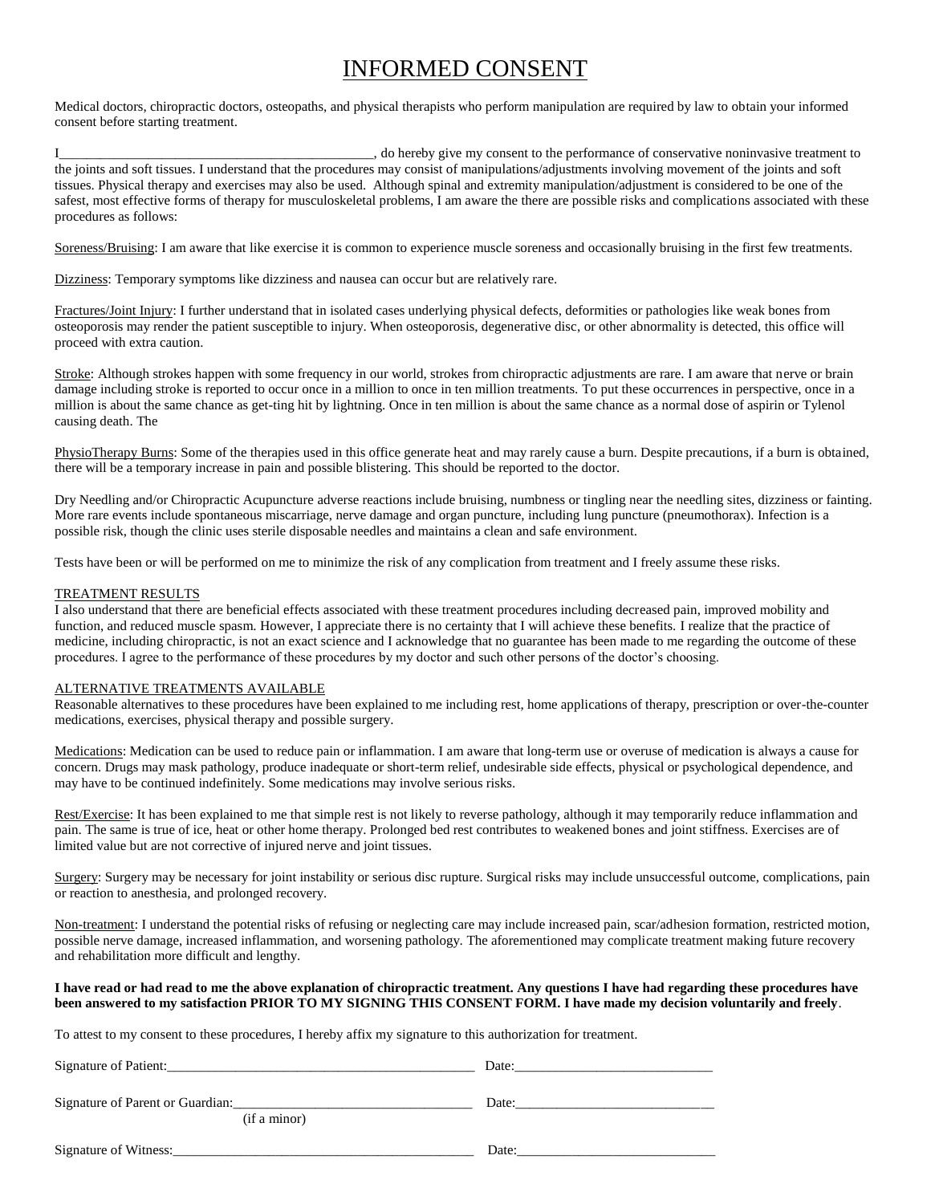# INFORMED CONSENT

Medical doctors, chiropractic doctors, osteopaths, and physical therapists who perform manipulation are required by law to obtain your informed consent before starting treatment.

I_____________________________________________, do hereby give my consent to the performance of conservative noninvasive treatment to the joints and soft tissues. I understand that the procedures may consist of manipulations/adjustments involving movement of the joints and soft tissues. Physical therapy and exercises may also be used. Although spinal and extremity manipulation/adjustment is considered to be one of the safest, most effective forms of therapy for musculoskeletal problems, I am aware the there are possible risks and complications associated with these procedures as follows:

<u>Soreness/Bruising</u>: I am aware that like exercise it is common to experience muscle soreness and occasionally bruising in the first few treatments.

<u>Dizziness</u>: Temporary symptoms like dizziness and nausea can occur but are relatively rare.

<u>Fractures/Joint Injury</u>: I further understand that in isolated cases underlying physical defects, deformities or pathologies like weak bones from osteoporosis may render the patient susceptible to injury. When osteoporosis, degenerative disc, or other abnormality is detected, this office will proceed with extra caution.

<u>Stroke</u>: Although strokes happen with some frequency in our world, strokes from chiropractic adjustments are rare. I am aware that nerve or brain damage including stroke is reported to occur once in a million to once in ten million treatments. To put these occurrences in perspective, once in a million is about the same chance as get-ting hit by lightning. Once in ten million is about the same chance as a normal dose of aspirin or Tylenol causing death. The

<u>PhysioTherapy Burns</u>: Some of the therapies used in this office generate heat and may rarely cause a burn. Despite precautions, if a burn is obtained, there will be a temporary increase in pain and possible blistering. This should be reported to the doctor.

Dry Needling and/or Chiropractic Acupuncture adverse reactions include bruising, numbness or tingling near the needling sites, dizziness or fainting. More rare events include spontaneous miscarriage, nerve damage and organ puncture, including lung puncture (pneumothorax). Infection is a possible risk, though the clinic uses sterile disposable needles and maintains a clean and safe environment.

Tests have been or will be performed on me to minimize the risk of any complication from treatment and I freely assume these risks.

<u>TREATMENT RESULTS</u>

I also understand that there are beneficial effects associated with these treatment procedures including decreased pain, improved mobility and function, and reduced muscle spasm. However, I appreciate there is no certainty that I will achieve these benefits. I realize that the practice of medicine, including chiropractic, is not an exact science and I acknowledge that no guarantee has been made to me regarding the outcome of these procedures. I agree to the performance of these procedures by my doctor and such other persons of the doctor's choosing.

<u>ALTERNATIVE TREATMENTS AVAILABLE</u>

Reasonable alternatives to these procedures have been explained to me including rest, home applications of therapy, prescription or over-the-counter medications, exercises, physical therapy and possible surgery.

<u>Medications</u>: Medication can be used to reduce pain or inflammation. I am aware that long-term use or overuse of medication is always a cause for concern. Drugs may mask pathology, produce inadequate or short-term relief, undesirable side effects, physical or psychological dependence, and may have to be continued indefinitely. Some medications may involve serious risks.

<u>Rest/Exercise</u>: It has been explained to me that simple rest is not likely to reverse pathology, although it may temporarily reduce inflammation and pain. The same is true of ice, heat or other home therapy. Prolonged bed rest contributes to weakened bones and joint stiffness. Exercises are of limited value but are not corrective of injured nerve and joint tissues.

<u>Surgery</u>: Surgery may be necessary for joint instability or serious disc rupture. Surgical risks may include unsuccessful outcome, complications, pain or reaction to anesthesia, and prolonged recovery.

<u>Non-treatment</u>: I understand the potential risks of refusing or neglecting care may include increased pain, scar/adhesion formation, restricted motion, possible nerve damage, increased inflammation, and worsening pathology. The aforementioned may complicate treatment making future recovery and rehabilitation more difficult and lengthy.

**I have read or had read to me the above explanation of chiropractic treatment. Any questions I have had regarding these procedures have been answered to my satisfaction PRIOR TO MY SIGNING THIS CONSENT FORM. I have made my decision voluntarily and freely**.

To attest to my consent to these procedures, I hereby affix my signature to this authorization for treatment.

Signature of Patient:_____________________________________________ Date:____________________________

Signature of Parent or Guardian:___________________________________ Date:____________________________
(if a minor)

Signature of Witness:_____________________________________________ Date:____________________________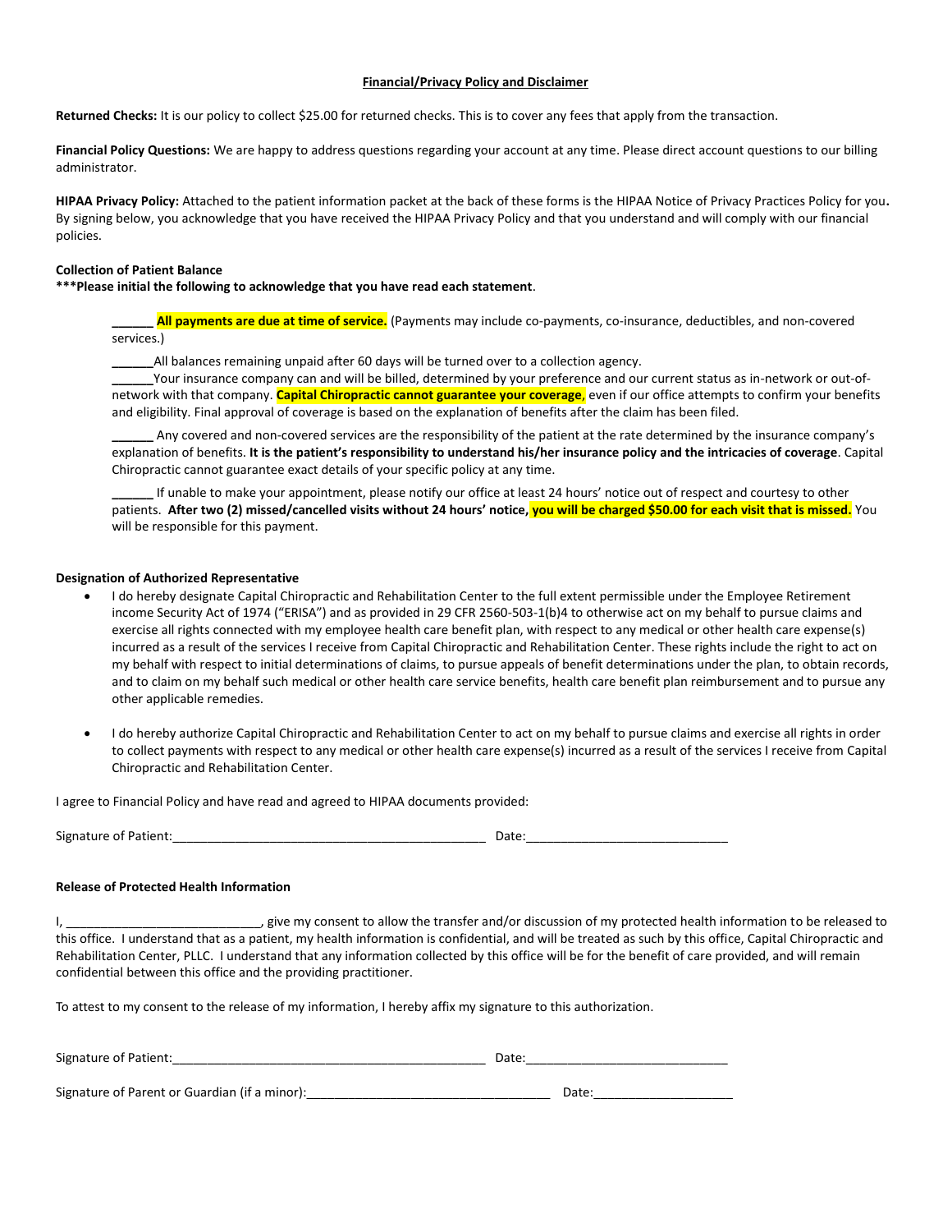## Financial/Privacy Policy and Disclaimer

**Returned Checks:** It is our policy to collect $25.00 for returned checks. This is to cover any fees that apply from the transaction.

**Financial Policy Questions:** We are happy to address questions regarding your account at any time. Please direct account questions to our billing administrator.

**HIPAA Privacy Policy:** Attached to the patient information packet at the back of these forms is the HIPAA Notice of Privacy Practices Policy for you**.** By signing below, you acknowledge that you have received the HIPAA Privacy Policy and that you understand and will comply with our financial policies.

**Collection of Patient Balance**

*****Please initial the following to acknowledge that you have read each statement**.

______ **All payments are due at time of service.** (Payments may include co-payments, co-insurance, deductibles, and non-covered services.)

______All balances remaining unpaid after 60 days will be turned over to a collection agency.

______Your insurance company can and will be billed, determined by your preference and our current status as in-network or out-of-network with that company. **Capital Chiropractic cannot guarantee your coverage**, even if our office attempts to confirm your benefits and eligibility. Final approval of coverage is based on the explanation of benefits after the claim has been filed.

______ Any covered and non-covered services are the responsibility of the patient at the rate determined by the insurance company's explanation of benefits. **It is the patient's responsibility to understand his/her insurance policy and the intricacies of coverage**. Capital Chiropractic cannot guarantee exact details of your specific policy at any time.

______ If unable to make your appointment, please notify our office at least 24 hours' notice out of respect and courtesy to other patients. **After two (2) missed/cancelled visits without 24 hours' notice, you will be charged $50.00 for each visit that is missed.** You will be responsible for this payment.

**Designation of Authorized Representative**

- I do hereby designate Capital Chiropractic and Rehabilitation Center to the full extent permissible under the Employee Retirement income Security Act of 1974 ("ERISA") and as provided in 29 CFR 2560-503-1(b)4 to otherwise act on my behalf to pursue claims and exercise all rights connected with my employee health care benefit plan, with respect to any medical or other health care expense(s) incurred as a result of the services I receive from Capital Chiropractic and Rehabilitation Center. These rights include the right to act on my behalf with respect to initial determinations of claims, to pursue appeals of benefit determinations under the plan, to obtain records, and to claim on my behalf such medical or other health care service benefits, health care benefit plan reimbursement and to pursue any other applicable remedies.

- I do hereby authorize Capital Chiropractic and Rehabilitation Center to act on my behalf to pursue claims and exercise all rights in order to collect payments with respect to any medical or other health care expense(s) incurred as a result of the services I receive from Capital Chiropractic and Rehabilitation Center.

I agree to Financial Policy and have read and agreed to HIPAA documents provided:

Signature of Patient:_____________________________________________ Date:____________________________

**Release of Protected Health Information**

I, ___________________________, give my consent to allow the transfer and/or discussion of my protected health information to be released to this office. I understand that as a patient, my health information is confidential, and will be treated as such by this office, Capital Chiropractic and Rehabilitation Center, PLLC. I understand that any information collected by this office will be for the benefit of care provided, and will remain confidential between this office and the providing practitioner.

To attest to my consent to the release of my information, I hereby affix my signature to this authorization.

Signature of Patient:_____________________________________________ Date:____________________________

Signature of Parent or Guardian (if a minor):__________________________________ Date:___________________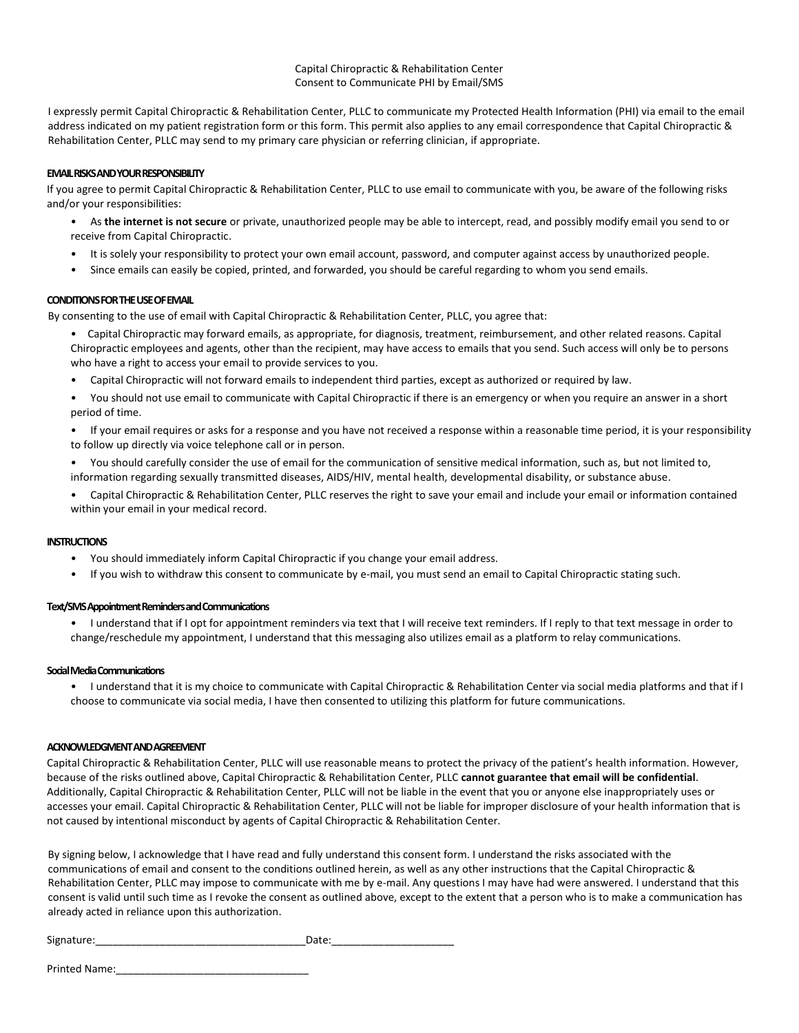# Capital Chiropractic & Rehabilitation Center
## Consent to Communicate PHI by Email/SMS

I expressly permit Capital Chiropractic & Rehabilitation Center, PLLC to communicate my Protected Health Information (PHI) via email to the email address indicated on my patient registration form or this form. This permit also applies to any email correspondence that Capital Chiropractic & Rehabilitation Center, PLLC may send to my primary care physician or referring clinician, if appropriate.

### EMAIL RISKS AND YOUR RESPONSIBILITY

If you agree to permit Capital Chiropractic & Rehabilitation Center, PLLC to use email to communicate with you, be aware of the following risks and/or your responsibilities:

- As **the internet is not secure** or private, unauthorized people may be able to intercept, read, and possibly modify email you send to or receive from Capital Chiropractic.
- It is solely your responsibility to protect your own email account, password, and computer against access by unauthorized people.
- Since emails can easily be copied, printed, and forwarded, you should be careful regarding to whom you send emails.

### CONDITIONS FOR THE USE OF EMAIL

By consenting to the use of email with Capital Chiropractic & Rehabilitation Center, PLLC, you agree that:

- Capital Chiropractic may forward emails, as appropriate, for diagnosis, treatment, reimbursement, and other related reasons. Capital Chiropractic employees and agents, other than the recipient, may have access to emails that you send. Such access will only be to persons who have a right to access your email to provide services to you.
- Capital Chiropractic will not forward emails to independent third parties, except as authorized or required by law.
- You should not use email to communicate with Capital Chiropractic if there is an emergency or when you require an answer in a short period of time.
- If your email requires or asks for a response and you have not received a response within a reasonable time period, it is your responsibility to follow up directly via voice telephone call or in person.
- You should carefully consider the use of email for the communication of sensitive medical information, such as, but not limited to, information regarding sexually transmitted diseases, AIDS/HIV, mental health, developmental disability, or substance abuse.
- Capital Chiropractic & Rehabilitation Center, PLLC reserves the right to save your email and include your email or information contained within your email in your medical record.

### INSTRUCTIONS

- You should immediately inform Capital Chiropractic if you change your email address.
- If you wish to withdraw this consent to communicate by e-mail, you must send an email to Capital Chiropractic stating such.

### Text/SMS Appointment Reminders and Communications

- I understand that if I opt for appointment reminders via text that I will receive text reminders. If I reply to that text message in order to change/reschedule my appointment, I understand that this messaging also utilizes email as a platform to relay communications.

### Social Media Communications

- I understand that it is my choice to communicate with Capital Chiropractic & Rehabilitation Center via social media platforms and that if I choose to communicate via social media, I have then consented to utilizing this platform for future communications.

### ACKNOWLEDGMENT AND AGREEMENT

Capital Chiropractic & Rehabilitation Center, PLLC will use reasonable means to protect the privacy of the patient's health information. However, because of the risks outlined above, Capital Chiropractic & Rehabilitation Center, PLLC **cannot guarantee that email will be confidential**. Additionally, Capital Chiropractic & Rehabilitation Center, PLLC will not be liable in the event that you or anyone else inappropriately uses or accesses your email. Capital Chiropractic & Rehabilitation Center, PLLC will not be liable for improper disclosure of your health information that is not caused by intentional misconduct by agents of Capital Chiropractic & Rehabilitation Center.

By signing below, I acknowledge that I have read and fully understand this consent form. I understand the risks associated with the communications of email and consent to the conditions outlined herein, as well as any other instructions that the Capital Chiropractic & Rehabilitation Center, PLLC may impose to communicate with me by e-mail. Any questions I may have had were answered. I understand that this consent is valid until such time as I revoke the consent as outlined above, except to the extent that a person who is to make a communication has already acted in reliance upon this authorization.

Signature:_____________________________________Date:_____________________

Printed Name:_________________________________